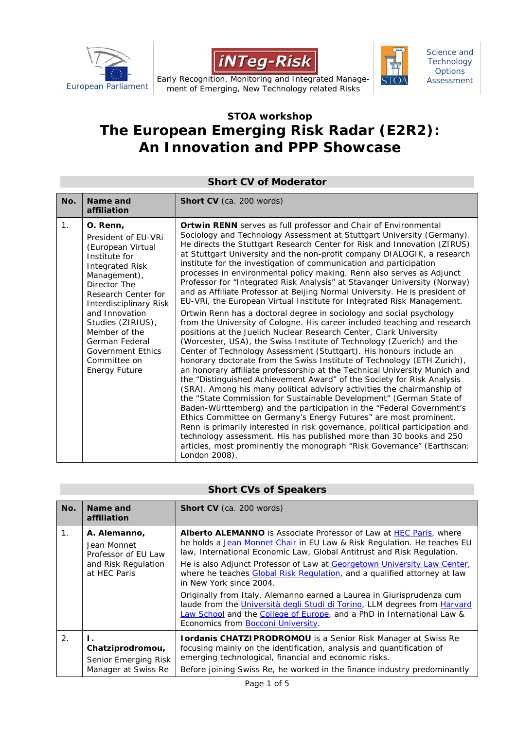| European Parliament | iNTeg-Risk<br>Early Recognition, Monitoring and Integrated Management of Emerging, New Technology related Risks | STOA Science and Technology Options Assessment |
|---|---|---|

### STOA workshop

# The European Emerging Risk Radar (E2R2): An Innovation and PPP Showcase

## Short CV of Moderator

| No. | Name and affiliation | Short CV (ca. 200 words) |
|---|---|---|
| 1. | **O. Renn,**<br>President of EU-VRi (European Virtual Institute for Integrated Risk Management), Director The Research Center for Interdisciplinary Risk and Innovation Studies (ZIRIUS), Member of the German Federal Government Ethics Committee on Energy Future | **Ortwin RENN** serves as full professor and Chair of Environmental Sociology and Technology Assessment at Stuttgart University (Germany). He directs the Stuttgart Research Center for Risk and Innovation (ZIRUS) at Stuttgart University and the non-profit company DIALOGIK, a research institute for the investigation of communication and participation processes in environmental policy making. Renn also serves as Adjunct Professor for "Integrated Risk Analysis" at Stavanger University (Norway) and as Affiliate Professor at Beijing Normal University. He is president of EU-VRi, the European Virtual Institute for Integrated Risk Management.<br>Ortwin Renn has a doctoral degree in sociology and social psychology from the University of Cologne. His career included teaching and research positions at the Juelich Nuclear Research Center, Clark University (Worcester, USA), the Swiss Institute of Technology (Zuerich) and the Center of Technology Assessment (Stuttgart). His honours include an honorary doctorate from the Swiss Institute of Technology (ETH Zurich), an honorary affiliate professorship at the Technical University Munich and the "Distinguished Achievement Award" of the Society for Risk Analysis (SRA). Among his many political advisory activities the chairmanship of the "State Commission for Sustainable Development" (German State of Baden-Württemberg) and the participation in the "Federal Government's Ethics Committee on Germany's Energy Futures" are most prominent. Renn is primarily interested in risk governance, political participation and technology assessment. His has published more than 30 books and 250 articles, most prominently the monograph "Risk Governance" (Earthscan: London 2008). |

## Short CVs of Speakers

| No. | Name and affiliation | Short CV (ca. 200 words) |
|---|---|---|
| 1. | **A. Alemanno,**<br>Jean Monnet Professor of EU Law and Risk Regulation at HEC Paris | **Alberto ALEMANNO** is Associate Professor of Law at HEC Paris, where he holds a Jean Monnet Chair in EU Law & Risk Regulation. He teaches EU law, International Economic Law, Global Antitrust and Risk Regulation.<br>He is also Adjunct Professor of Law at Georgetown University Law Center, where he teaches Global Risk Regulation, and a qualified attorney at law in New York since 2004.<br>Originally from Italy, Alemanno earned a Laurea in Giurisprudenza cum laude from the Università degli Studi di Torino, LLM degrees from Harvard Law School and the College of Europe, and a PhD in International Law & Economics from Bocconi University. |
| 2. | **I. Chatziprodromou,**<br>Senior Emerging Risk Manager at Swiss Re | **Iordanis CHATZIPRODROMOU** is a Senior Risk Manager at Swiss Re focusing mainly on the identification, analysis and quantification of emerging technological, financial and economic risks.<br>Before joining Swiss Re, he worked in the finance industry predominantly |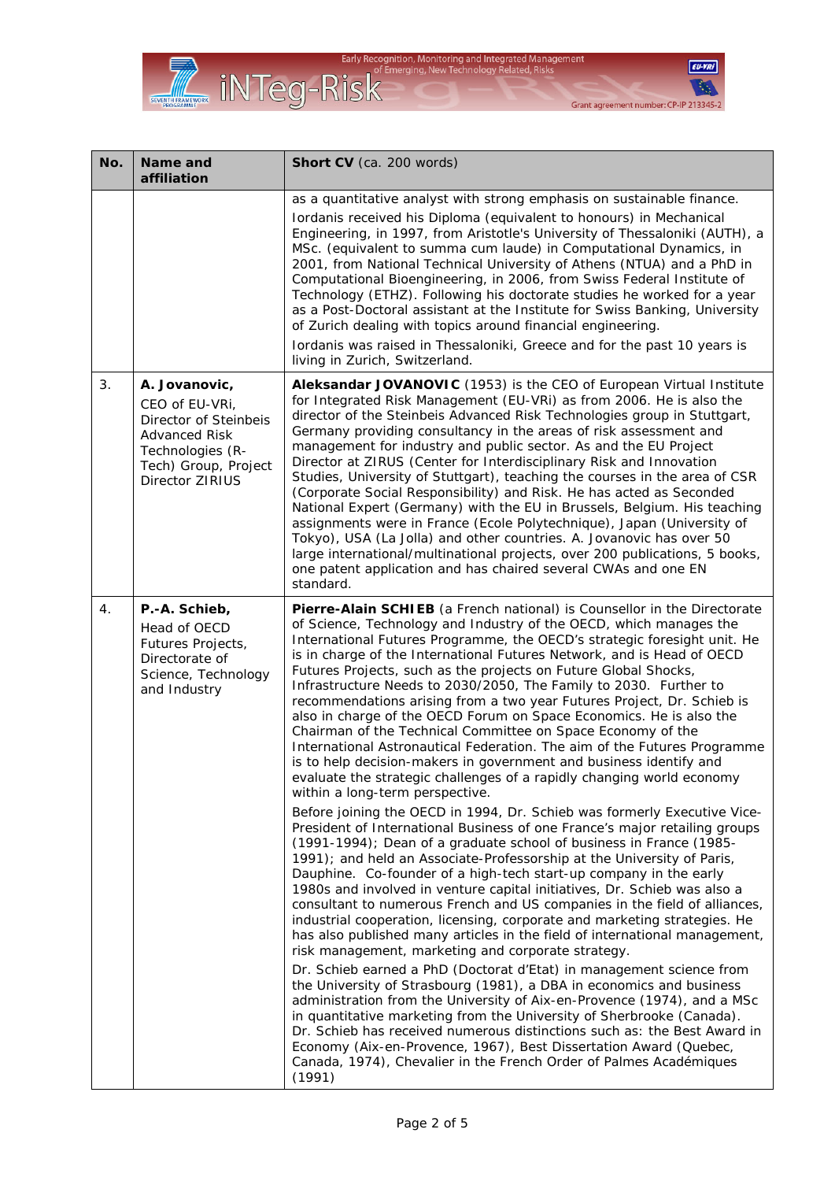| No. | Name and affiliation | Short CV (ca. 200 words) |
|---|---|---|
| | | as a quantitative analyst with strong emphasis on sustainable finance.<br><br>Iordanis received his Diploma (equivalent to honours) in Mechanical Engineering, in 1997, from Aristotle's University of Thessaloniki (AUTH), a MSc. (equivalent to summa cum laude) in Computational Dynamics, in 2001, from National Technical University of Athens (NTUA) and a PhD in Computational Bioengineering, in 2006, from Swiss Federal Institute of Technology (ETHZ). Following his doctorate studies he worked for a year as a Post-Doctoral assistant at the Institute for Swiss Banking, University of Zurich dealing with topics around financial engineering.<br><br>Iordanis was raised in Thessaloniki, Greece and for the past 10 years is living in Zurich, Switzerland. |
| 3. | **A. Jovanovic,**<br>CEO of EU-VRi, Director of Steinbeis Advanced Risk Technologies (R-Tech) Group, Project Director ZIRIUS | **Aleksandar JOVANOVIC** (1953) is the CEO of European Virtual Institute for Integrated Risk Management (EU-VRi) as from 2006. He is also the director of the Steinbeis Advanced Risk Technologies group in Stuttgart, Germany providing consultancy in the areas of risk assessment and management for industry and public sector. As and the EU Project Director at ZIRUS (Center for Interdisciplinary Risk and Innovation Studies, University of Stuttgart), teaching the courses in the area of CSR (Corporate Social Responsibility) and Risk. He has acted as Seconded National Expert (Germany) with the EU in Brussels, Belgium. His teaching assignments were in France (Ecole Polytechnique), Japan (University of Tokyo), USA (La Jolla) and other countries. A. Jovanovic has over 50 large international/multinational projects, over 200 publications, 5 books, one patent application and has chaired several CWAs and one EN standard. |
| 4. | **P.-A. Schieb,**<br>Head of OECD Futures Projects, Directorate of Science, Technology and Industry | **Pierre-Alain SCHIEB** (a French national) is Counsellor in the Directorate of Science, Technology and Industry of the OECD, which manages the International Futures Programme, the OECD's strategic foresight unit. He is in charge of the International Futures Network, and is Head of OECD Futures Projects, such as the projects on Future Global Shocks, Infrastructure Needs to 2030/2050, The Family to 2030. Further to recommendations arising from a two year Futures Project, Dr. Schieb is also in charge of the OECD Forum on Space Economics. He is also the Chairman of the Technical Committee on Space Economy of the International Astronautical Federation. The aim of the Futures Programme is to help decision-makers in government and business identify and evaluate the strategic challenges of a rapidly changing world economy within a long-term perspective.<br><br>Before joining the OECD in 1994, Dr. Schieb was formerly Executive Vice-President of International Business of one France's major retailing groups (1991-1994); Dean of a graduate school of business in France (1985-1991); and held an Associate-Professorship at the University of Paris, Dauphine. Co-founder of a high-tech start-up company in the early 1980s and involved in venture capital initiatives, Dr. Schieb was also a consultant to numerous French and US companies in the field of alliances, industrial cooperation, licensing, corporate and marketing strategies. He has also published many articles in the field of international management, risk management, marketing and corporate strategy.<br><br>Dr. Schieb earned a PhD (Doctorat d'Etat) in management science from the University of Strasbourg (1981), a DBA in economics and business administration from the University of Aix-en-Provence (1974), and a MSc in quantitative marketing from the University of Sherbrooke (Canada). Dr. Schieb has received numerous distinctions such as: the Best Award in Economy (Aix-en-Provence, 1967), Best Dissertation Award (Quebec, Canada, 1974), Chevalier in the French Order of Palmes Académiques (1991) |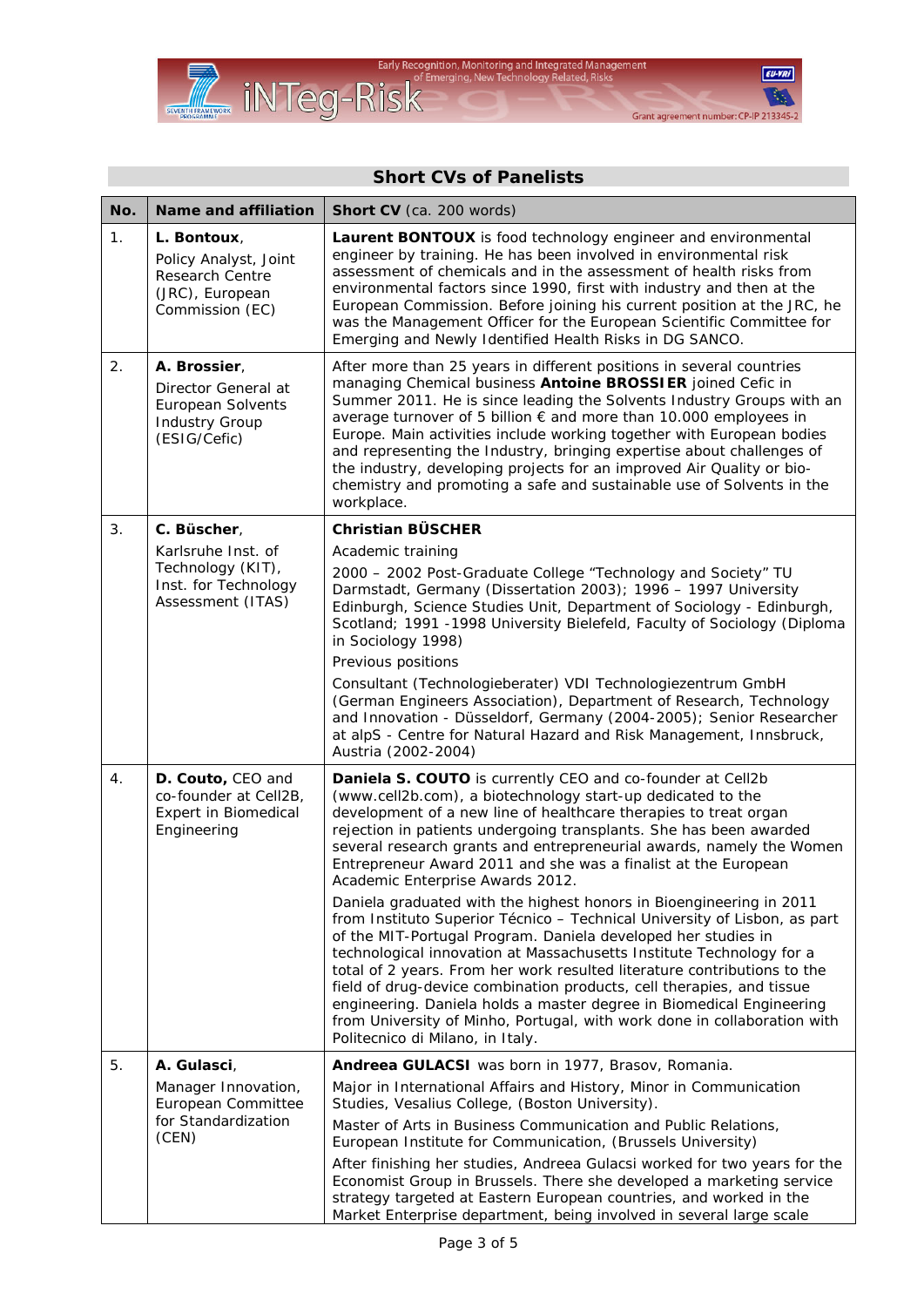## Short CVs of Panelists

| No. | Name and affiliation | Short CV (ca. 200 words) |
|---|---|---|
| 1. | **L. Bontoux**, Policy Analyst, Joint Research Centre (JRC), European Commission (EC) | **Laurent BONTOUX** is food technology engineer and environmental engineer by training. He has been involved in environmental risk assessment of chemicals and in the assessment of health risks from environmental factors since 1990, first with industry and then at the European Commission. Before joining his current position at the JRC, he was the Management Officer for the European Scientific Committee for Emerging and Newly Identified Health Risks in DG SANCO. |
| 2. | **A. Brossier**, Director General at European Solvents Industry Group (ESIG/Cefic) | After more than 25 years in different positions in several countries managing Chemical business **Antoine BROSSIER** joined Cefic in Summer 2011. He is since leading the Solvents Industry Groups with an average turnover of 5 billion € and more than 10.000 employees in Europe. Main activities include working together with European bodies and representing the Industry, bringing expertise about challenges of the industry, developing projects for an improved Air Quality or bio-chemistry and promoting a safe and sustainable use of Solvents in the workplace. |
| 3. | **C. Büscher**, Karlsruhe Inst. of Technology (KIT), Inst. for Technology Assessment (ITAS) | **Christian BÜSCHER**<br><br>Academic training<br><br>2000 – 2002 Post-Graduate College “Technology and Society” TU Darmstadt, Germany (Dissertation 2003); 1996 – 1997 University Edinburgh, Science Studies Unit, Department of Sociology - Edinburgh, Scotland; 1991 -1998 University Bielefeld, Faculty of Sociology (Diploma in Sociology 1998)<br><br>Previous positions<br><br>Consultant (Technologieberater) VDI Technologiezentrum GmbH (German Engineers Association), Department of Research, Technology and Innovation - Düsseldorf, Germany (2004-2005); Senior Researcher at alpS - Centre for Natural Hazard and Risk Management, Innsbruck, Austria (2002-2004) |
| 4. | **D. Couto,** CEO and co-founder at Cell2B, Expert in Biomedical Engineering | **Daniela S. COUTO** is currently CEO and co-founder at Cell2b (www.cell2b.com), a biotechnology start-up dedicated to the development of a new line of healthcare therapies to treat organ rejection in patients undergoing transplants. She has been awarded several research grants and entrepreneurial awards, namely the Women Entrepreneur Award 2011 and she was a finalist at the European Academic Enterprise Awards 2012.<br><br>Daniela graduated with the highest honors in Bioengineering in 2011 from Instituto Superior Técnico – Technical University of Lisbon, as part of the MIT-Portugal Program. Daniela developed her studies in technological innovation at Massachusetts Institute Technology for a total of 2 years. From her work resulted literature contributions to the field of drug-device combination products, cell therapies, and tissue engineering. Daniela holds a master degree in Biomedical Engineering from University of Minho, Portugal, with work done in collaboration with Politecnico di Milano, in Italy. |
| 5. | **A. Gulasci**, Manager Innovation, European Committee for Standardization (CEN) | **Andreea GULACSI** was born in 1977, Brasov, Romania.<br><br>Major in International Affairs and History, Minor in Communication Studies, Vesalius College, (Boston University).<br><br>Master of Arts in Business Communication and Public Relations, European Institute for Communication, (Brussels University)<br><br>After finishing her studies, Andreea Gulacsi worked for two years for the Economist Group in Brussels. There she developed a marketing service strategy targeted at Eastern European countries, and worked in the Market Enterprise department, being involved in several large scale |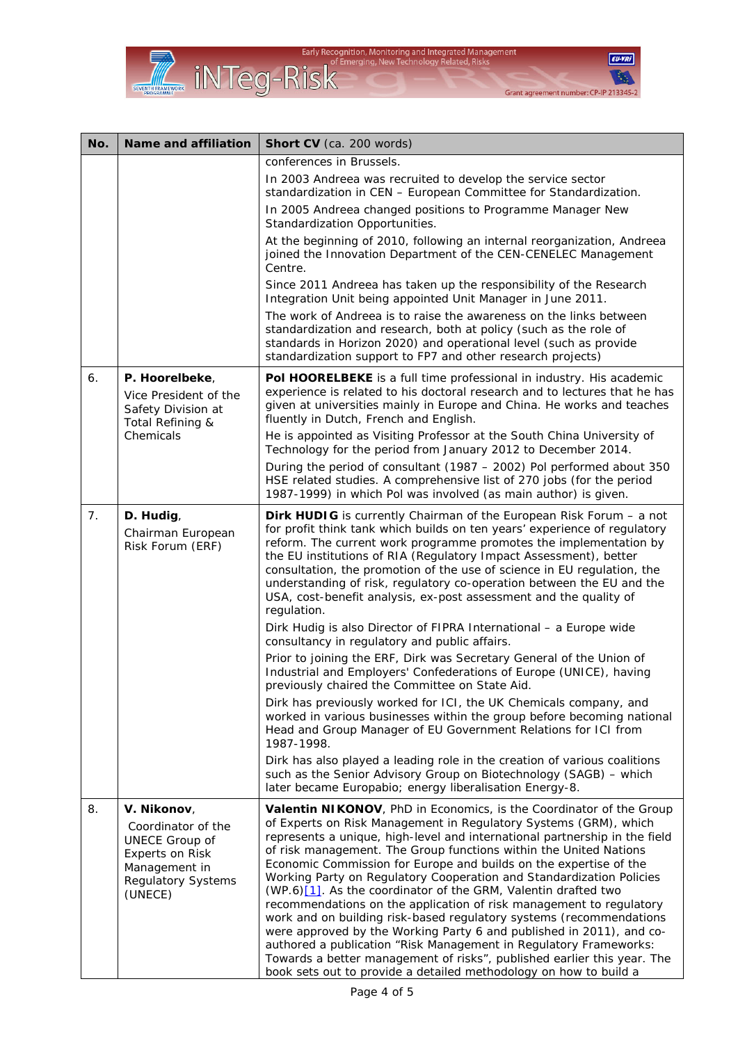| No. | Name and affiliation | Short CV (ca. 200 words) |
|---|---|---|
| | | conferences in Brussels.<br>In 2003 Andreea was recruited to develop the service sector standardization in CEN – European Committee for Standardization.<br>In 2005 Andreea changed positions to Programme Manager New Standardization Opportunities.<br>At the beginning of 2010, following an internal reorganization, Andreea joined the Innovation Department of the CEN-CENELEC Management Centre.<br>Since 2011 Andreea has taken up the responsibility of the Research Integration Unit being appointed Unit Manager in June 2011.<br>The work of Andreea is to raise the awareness on the links between standardization and research, both at policy (such as the role of standards in Horizon 2020) and operational level (such as provide standardization support to FP7 and other research projects) |
| 6. | **P. Hoorelbeke**,<br>Vice President of the Safety Division at Total Refining & Chemicals | **Pol HOORELBEKE** is a full time professional in industry. His academic experience is related to his doctoral research and to lectures that he has given at universities mainly in Europe and China. He works and teaches fluently in Dutch, French and English.<br>He is appointed as Visiting Professor at the South China University of Technology for the period from January 2012 to December 2014.<br>During the period of consultant (1987 – 2002) Pol performed about 350 HSE related studies. A comprehensive list of 270 jobs (for the period 1987-1999) in which Pol was involved (as main author) is given. |
| 7. | **D. Hudig**,<br>Chairman European Risk Forum (ERF) | **Dirk HUDIG** is currently Chairman of the European Risk Forum – a not for profit think tank which builds on ten years' experience of regulatory reform. The current work programme promotes the implementation by the EU institutions of RIA (Regulatory Impact Assessment), better consultation, the promotion of the use of science in EU regulation, the understanding of risk, regulatory co-operation between the EU and the USA, cost-benefit analysis, ex-post assessment and the quality of regulation.<br>Dirk Hudig is also Director of FIPRA International – a Europe wide consultancy in regulatory and public affairs.<br>Prior to joining the ERF, Dirk was Secretary General of the Union of Industrial and Employers' Confederations of Europe (UNICE), having previously chaired the Committee on State Aid.<br>Dirk has previously worked for ICI, the UK Chemicals company, and worked in various businesses within the group before becoming national Head and Group Manager of EU Government Relations for ICI from 1987-1998.<br>Dirk has also played a leading role in the creation of various coalitions such as the Senior Advisory Group on Biotechnology (SAGB) – which later became Europabio; energy liberalisation Energy-8. |
| 8. | **V. Nikonov**,<br>Coordinator of the UNECE Group of Experts on Risk Management in Regulatory Systems (UNECE) | **Valentin NIKONOV**, PhD in Economics, is the Coordinator of the Group of Experts on Risk Management in Regulatory Systems (GRM), which represents a unique, high-level and international partnership in the field of risk management. The Group functions within the United Nations Economic Commission for Europe and builds on the expertise of the Working Party on Regulatory Cooperation and Standardization Policies (WP.6)[1]. As the coordinator of the GRM, Valentin drafted two recommendations on the application of risk management to regulatory work and on building risk-based regulatory systems (recommendations were approved by the Working Party 6 and published in 2011), and co-authored a publication "Risk Management in Regulatory Frameworks: Towards a better management of risks", published earlier this year. The book sets out to provide a detailed methodology on how to build a |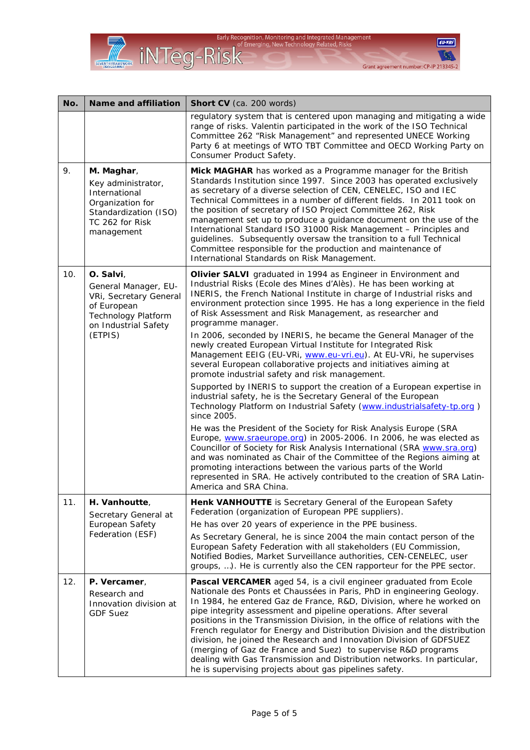| No. | Name and affiliation | Short CV (ca. 200 words) |
| --- | --- | --- |
| | | regulatory system that is centered upon managing and mitigating a wide range of risks. Valentin participated in the work of the ISO Technical Committee 262 “Risk Management” and represented UNECE Working Party 6 at meetings of WTO TBT Committee and OECD Working Party on Consumer Product Safety. |
| 9. | **M. Maghar**, Key administrator, International Organization for Standardization (ISO) TC 262 for Risk management | **Mick MAGHAR** has worked as a Programme manager for the British Standards Institution since 1997. Since 2003 has operated exclusively as secretary of a diverse selection of CEN, CENELEC, ISO and IEC Technical Committees in a number of different fields. In 2011 took on the position of secretary of ISO Project Committee 262, Risk management set up to produce a guidance document on the use of the International Standard ISO 31000 Risk Management – Principles and guidelines. Subsequently oversaw the transition to a full Technical Committee responsible for the production and maintenance of International Standards on Risk Management. |
| 10. | **O. Salvi**, General Manager, EU-VRi, Secretary General of European Technology Platform on Industrial Safety (ETPIS) | **Olivier SALVI** graduated in 1994 as Engineer in Environment and Industrial Risks (Ecole des Mines d’Alès). He has been working at INERIS, the French National Institute in charge of Industrial risks and environment protection since 1995. He has a long experience in the field of Risk Assessment and Risk Management, as researcher and programme manager.<br>In 2006, seconded by INERIS, he became the General Manager of the newly created European Virtual Institute for Integrated Risk Management EEIG (EU-VRi, www.eu-vri.eu). At EU-VRi, he supervises several European collaborative projects and initiatives aiming at promote industrial safety and risk management.<br>Supported by INERIS to support the creation of a European expertise in industrial safety, he is the Secretary General of the European Technology Platform on Industrial Safety (www.industrialsafety-tp.org ) since 2005.<br>He was the President of the Society for Risk Analysis Europe (SRA Europe, www.sraeurope.org) in 2005-2006. In 2006, he was elected as Councillor of Society for Risk Analysis International (SRA www.sra.org) and was nominated as Chair of the Committee of the Regions aiming at promoting interactions between the various parts of the World represented in SRA. He actively contributed to the creation of SRA Latin-America and SRA China. |
| 11. | **H. Vanhoutte**, Secretary General at European Safety Federation (ESF) | **Henk VANHOUTTE** is Secretary General of the European Safety Federation (organization of European PPE suppliers).<br>He has over 20 years of experience in the PPE business.<br>As Secretary General, he is since 2004 the main contact person of the European Safety Federation with all stakeholders (EU Commission, Notified Bodies, Market Surveillance authorities, CEN-CENELEC, user groups, …). He is currently also the CEN rapporteur for the PPE sector. |
| 12. | **P. Vercamer**, Research and Innovation division at GDF Suez | **Pascal VERCAMER** aged 54, is a civil engineer graduated from Ecole Nationale des Ponts et Chaussées in Paris, PhD in engineering Geology. In 1984, he entered Gaz de France, R&D, Division, where he worked on pipe integrity assessment and pipeline operations. After several positions in the Transmission Division, in the office of relations with the French regulator for Energy and Distribution Division and the distribution division, he joined the Research and Innovation Division of GDFSUEZ (merging of Gaz de France and Suez) to supervise R&D programs dealing with Gas Transmission and Distribution networks. In particular, he is supervising projects about gas pipelines safety. |